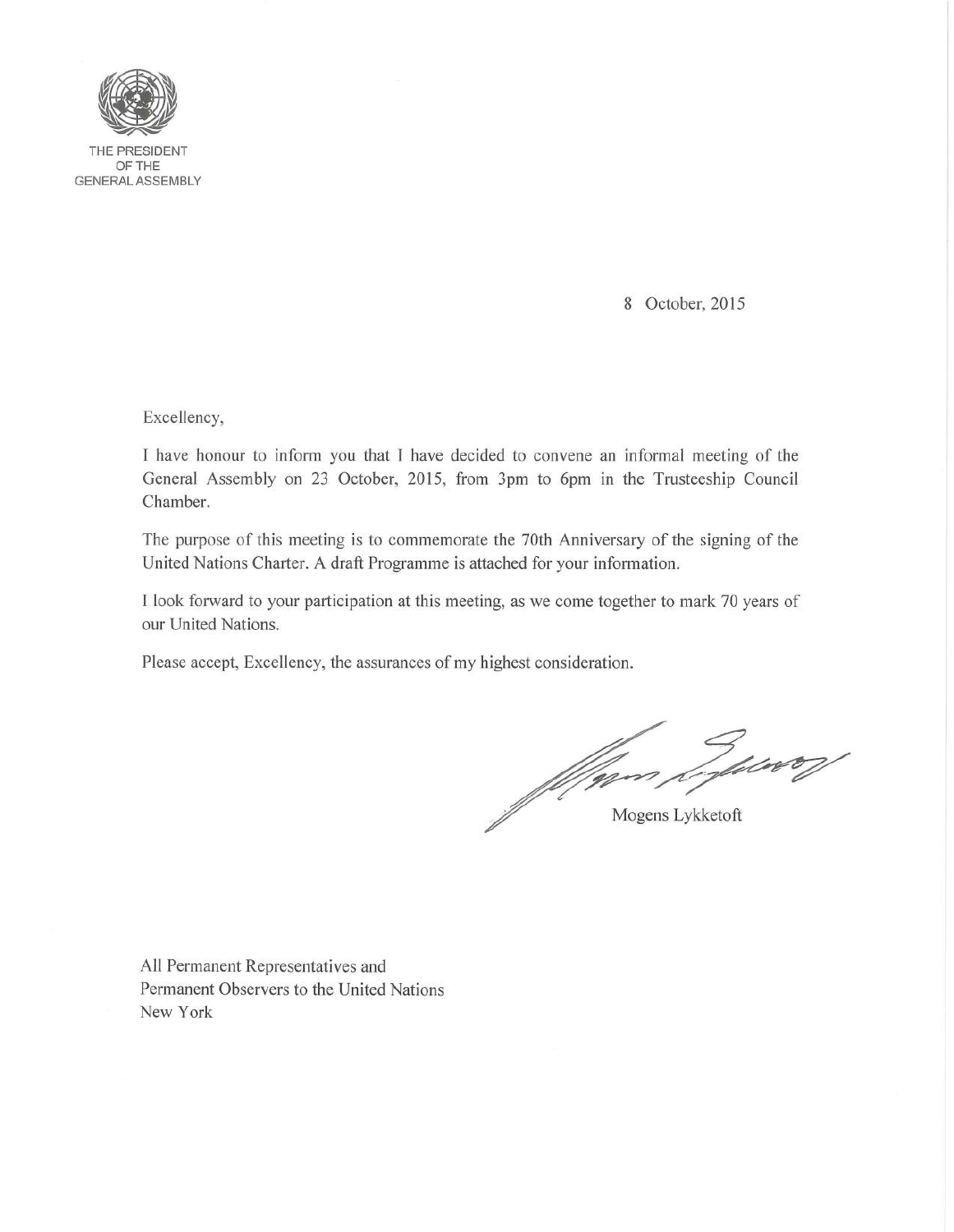THE PRESIDENT
OF THE
GENERAL ASSEMBLY

8 October, 2015

Excellency,

I have honour to inform you that I have decided to convene an informal meeting of the General Assembly on 23 October, 2015, from 3pm to 6pm in the Trusteeship Council Chamber.

The purpose of this meeting is to commemorate the 70th Anniversary of the signing of the United Nations Charter. A draft Programme is attached for your information.

I look forward to your participation at this meeting, as we come together to mark 70 years of our United Nations.

Please accept, Excellency, the assurances of my highest consideration.

Mogens Lykketoft

All Permanent Representatives and
Permanent Observers to the United Nations
New York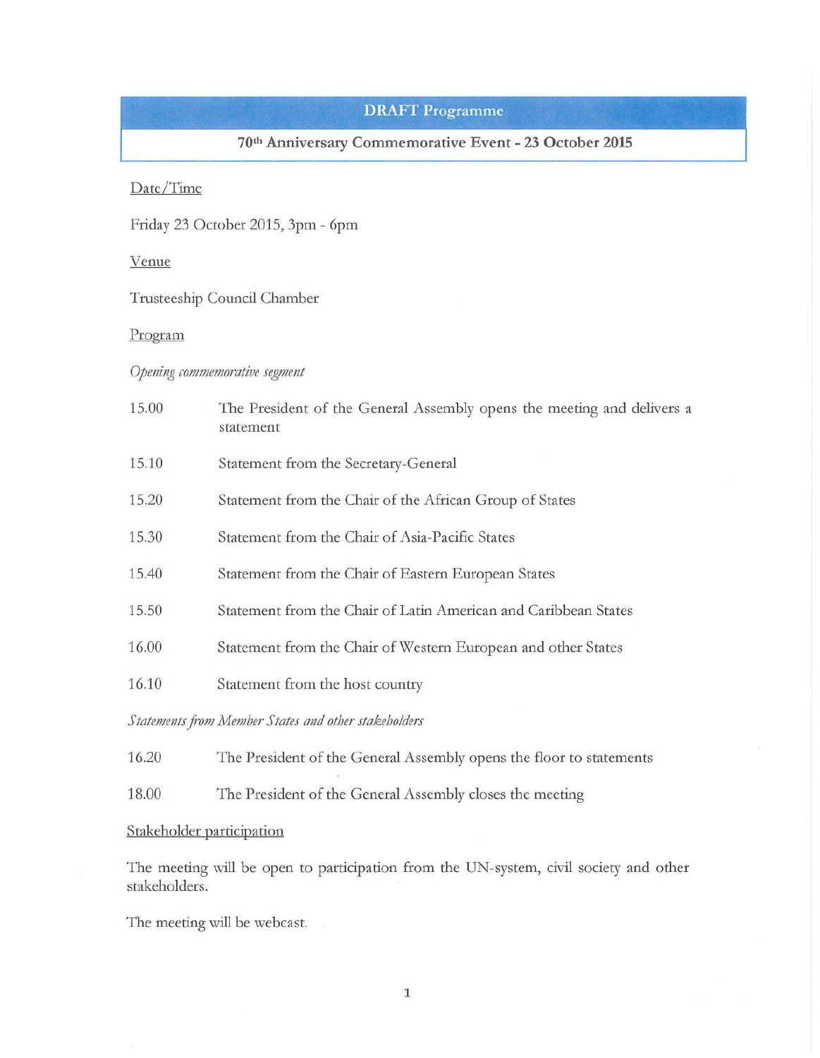# DRAFT Programme

## 70th Anniversary Commemorative Event - 23 October 2015

Date/Time

Friday 23 October 2015, 3pm - 6pm

Venue

Trusteeship Council Chamber

Program

*Opening commemorative segment*

| | |
|---|---|
| 15.00 | The President of the General Assembly opens the meeting and delivers a statement |
| 15.10 | Statement from the Secretary-General |
| 15.20 | Statement from the Chair of the African Group of States |
| 15.30 | Statement from the Chair of Asia-Pacific States |
| 15.40 | Statement from the Chair of Eastern European States |
| 15.50 | Statement from the Chair of Latin American and Caribbean States |
| 16.00 | Statement from the Chair of Western European and other States |
| 16.10 | Statement from the host country |

*Statements from Member States and other stakeholders*

| | |
|---|---|
| 16.20 | The President of the General Assembly opens the floor to statements |
| 18.00 | The President of the General Assembly closes the meeting |

Stakeholder participation

The meeting will be open to participation from the UN-system, civil society and other stakeholders.

The meeting will be webcast.